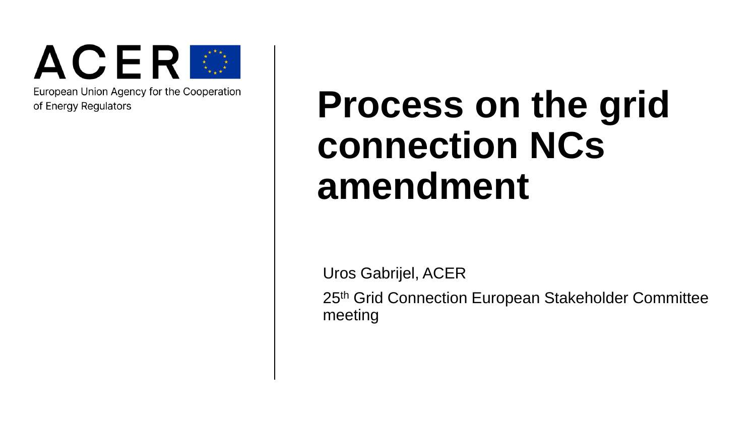ACER

European Union Agency for the Cooperation of Energy Regulators

# Process on the grid connection NCs amendment

Uros Gabrijel, ACER

25th Grid Connection European Stakeholder Committee meeting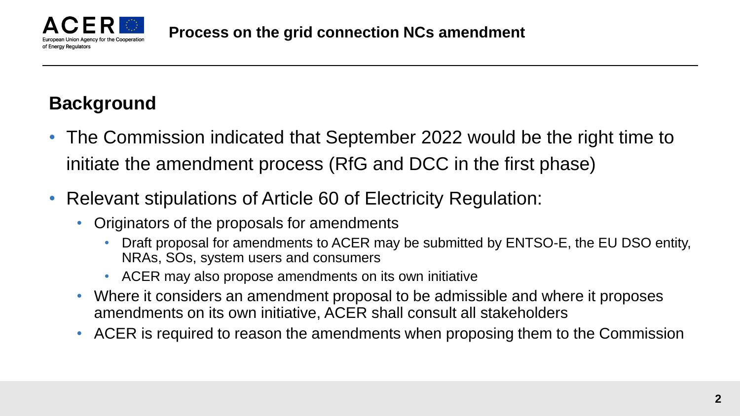# Process on the grid connection NCs amendment

## Background

- The Commission indicated that September 2022 would be the right time to initiate the amendment process (RfG and DCC in the first phase)
- Relevant stipulations of Article 60 of Electricity Regulation:
  - Originators of the proposals for amendments
    - Draft proposal for amendments to ACER may be submitted by ENTSO-E, the EU DSO entity, NRAs, SOs, system users and consumers
    - ACER may also propose amendments on its own initiative
  - Where it considers an amendment proposal to be admissible and where it proposes amendments on its own initiative, ACER shall consult all stakeholders
  - ACER is required to reason the amendments when proposing them to the Commission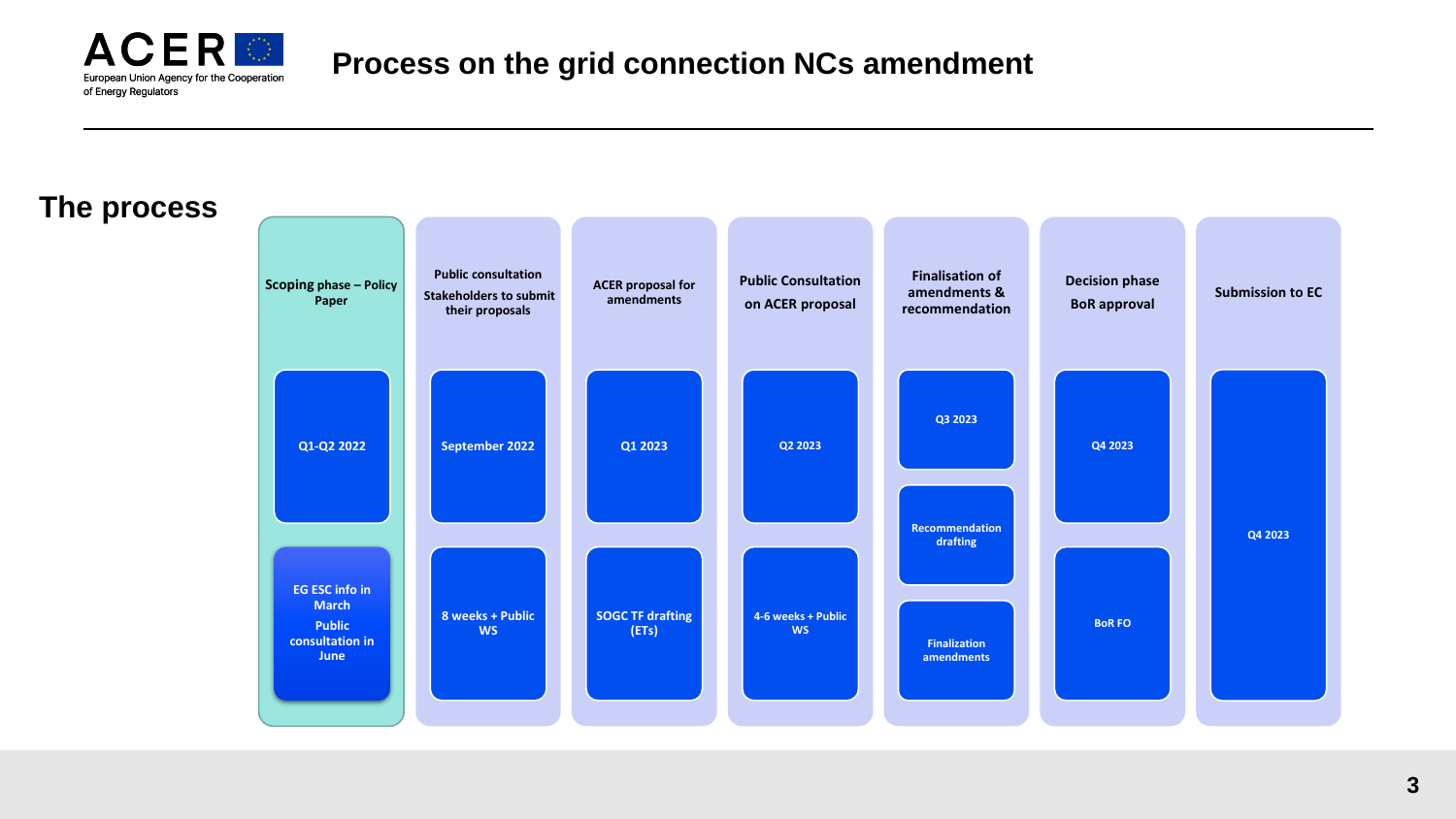# Process on the grid connection NCs amendment

## The process

| Scoping phase – Policy Paper | Public consultation Stakeholders to submit their proposals | ACER proposal for amendments | Public Consultation on ACER proposal | Finalisation of amendments & recommendation | Decision phase BoR approval | Submission to EC |
|---|---|---|---|---|---|---|
| Q1-Q2 2022 | September 2022 | Q1 2023 | Q2 2023 | Q3 2023 | Q4 2023 | Q4 2023 |
| | | | | Recommendation drafting | | |
| EG ESC info in March<br>Public consultation in June | 8 weeks + Public WS | SOGC TF drafting (ETs) | 4-6 weeks + Public WS | Finalization amendments | BoR FO | |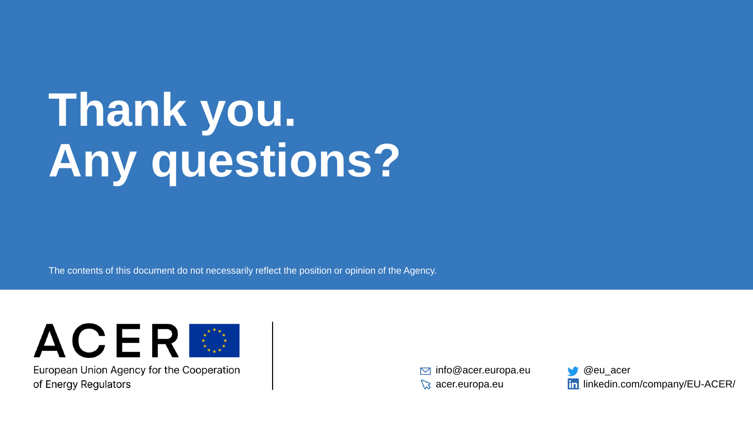# Thank you.
# Any questions?

The contents of this document do not necessarily reflect the position or opinion of the Agency.

ACER

European Union Agency for the Cooperation of Energy Regulators

info@acer.europa.eu

acer.europa.eu

@eu_acer

linkedin.com/company/EU-ACER/